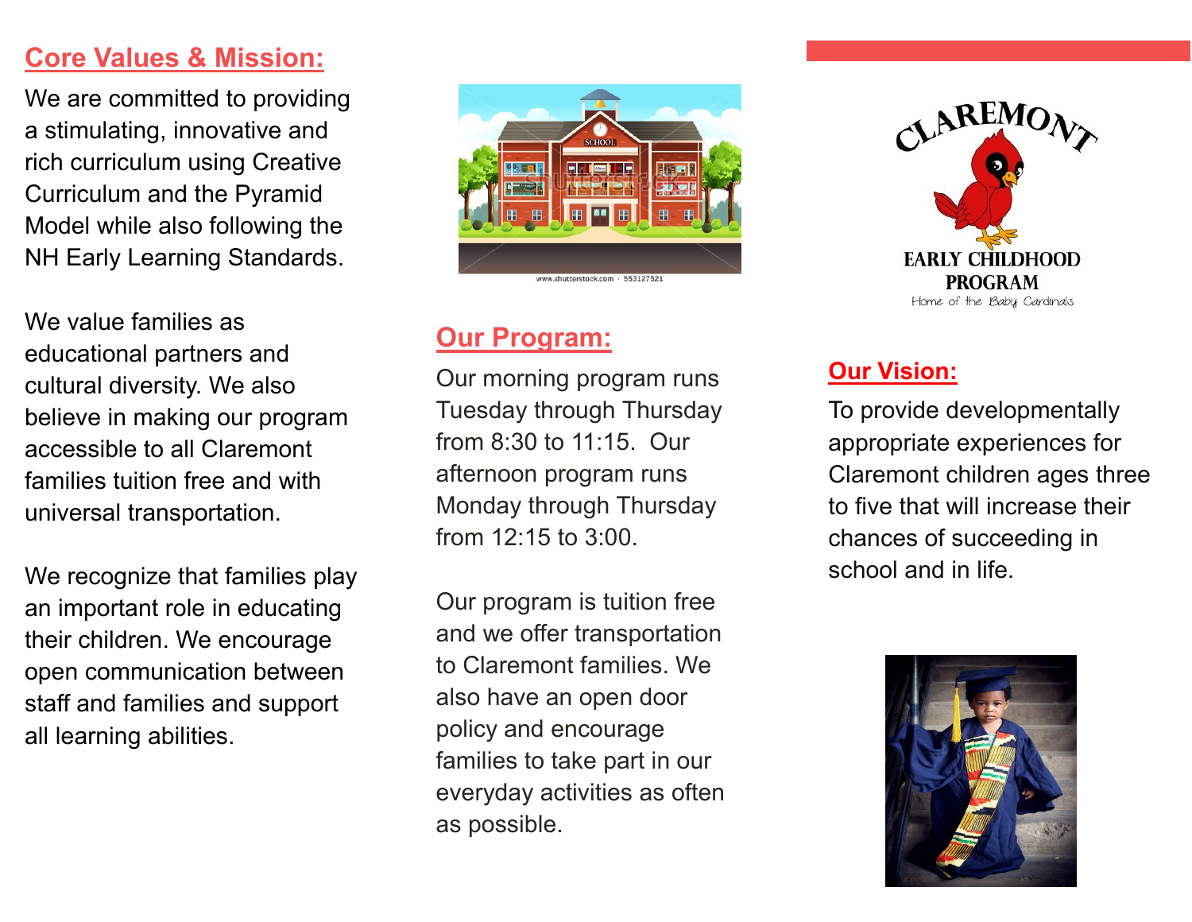## Core Values & Mission:

We are committed to providing a stimulating, innovative and rich curriculum using Creative Curriculum and the Pyramid Model while also following the NH Early Learning Standards.

We value families as educational partners and cultural diversity. We also believe in making our program accessible to all Claremont families tuition free and with universal transportation.

We recognize that families play an important role in educating their children. We encourage open communication between staff and families and support all learning abilities.

## Our Program:

Our morning program runs Tuesday through Thursday from 8:30 to 11:15. Our afternoon program runs Monday through Thursday from 12:15 to 3:00.

Our program is tuition free and we offer transportation to Claremont families. We also have an open door policy and encourage families to take part in our everyday activities as often as possible.

CLAREMONT

EARLY CHILDHOOD PROGRAM

Home of the Baby Cardinals

## Our Vision:

To provide developmentally appropriate experiences for Claremont children ages three to five that will increase their chances of succeeding in school and in life.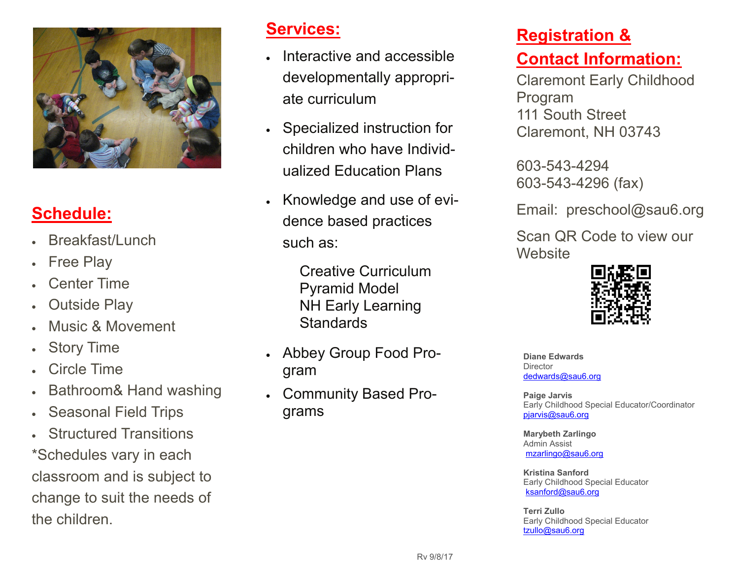## Schedule:

- Breakfast/Lunch
- Free Play
- Center Time
- Outside Play
- Music & Movement
- Story Time
- Circle Time
- Bathroom& Hand washing
- Seasonal Field Trips
- Structured Transitions

*Schedules vary in each classroom and is subject to change to suit the needs of the children.

## Services:

- Interactive and accessible developmentally appropriate curriculum
- Specialized instruction for children who have Individualized Education Plans
- Knowledge and use of evidence based practices such as:

  Creative Curriculum
  Pyramid Model
  NH Early Learning Standards

- Abbey Group Food Program
- Community Based Programs

## Registration & Contact Information:

Claremont Early Childhood Program
111 South Street
Claremont, NH 03743

603-543-4294
603-543-4296 (fax)

Email: preschool@sau6.org

Scan QR Code to view our Website

**Diane Edwards**
Director
dedwards@sau6.org

**Paige Jarvis**
Early Childhood Special Educator/Coordinator
pjarvis@sau6.org

**Marybeth Zarlingo**
Admin Assist
mzarlingo@sau6.org

**Kristina Sanford**
Early Childhood Special Educator
ksanford@sau6.org

**Terri Zullo**
Early Childhood Special Educator
tzullo@sau6.org

Rv 9/8/17